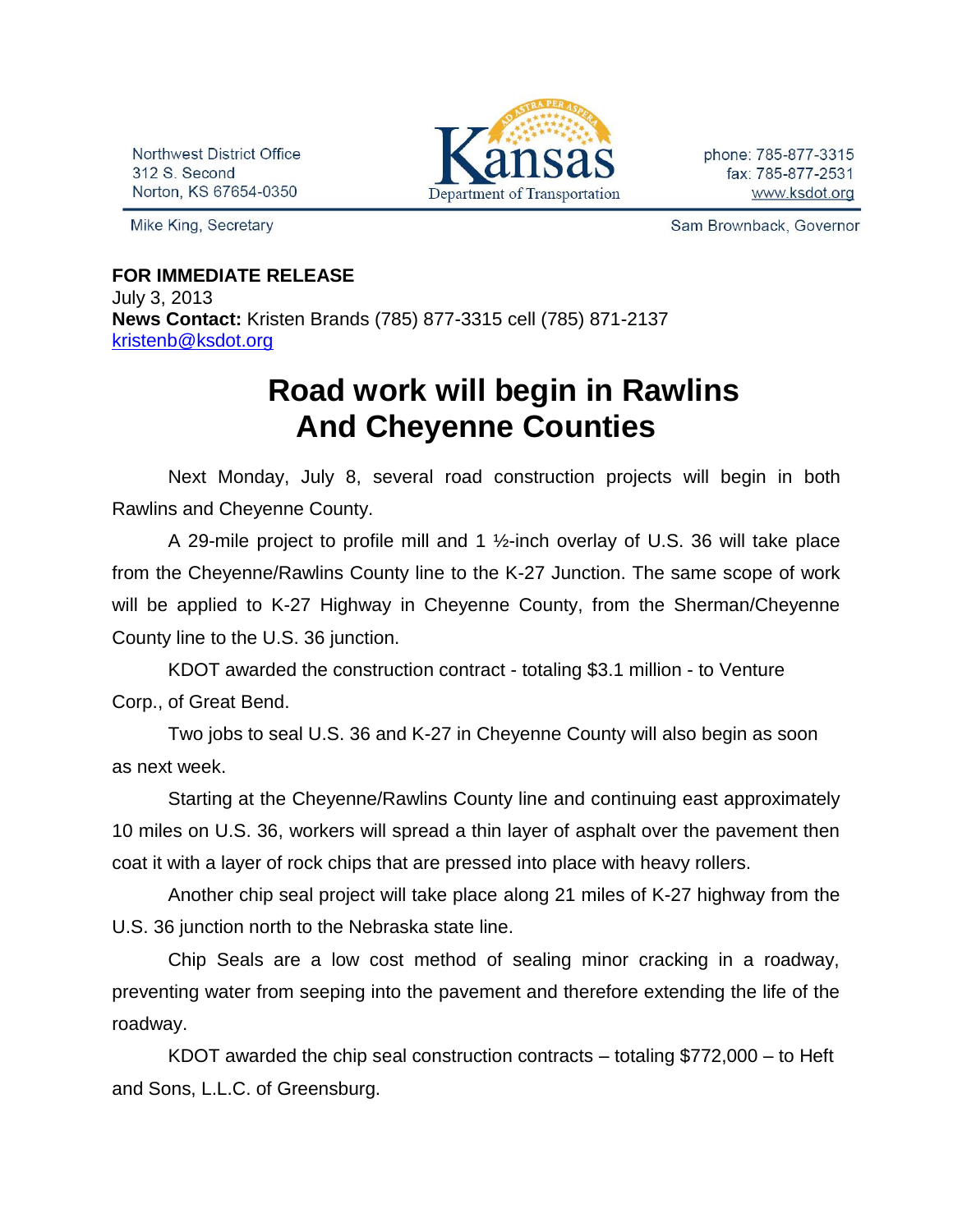Northwest District Office
312 S. Second
Norton, KS 67654-0350

Kansas Department of Transportation

phone: 785-877-3315
fax: 785-877-2531
www.ksdot.org

Mike King, Secretary

Sam Brownback, Governor

**FOR IMMEDIATE RELEASE**
July 3, 2013
**News Contact:** Kristen Brands (785) 877-3315 cell (785) 871-2137
kristenb@ksdot.org

# Road work will begin in Rawlins And Cheyenne Counties

Next Monday, July 8, several road construction projects will begin in both Rawlins and Cheyenne County.

A 29-mile project to profile mill and 1 ½-inch overlay of U.S. 36 will take place from the Cheyenne/Rawlins County line to the K-27 Junction. The same scope of work will be applied to K-27 Highway in Cheyenne County, from the Sherman/Cheyenne County line to the U.S. 36 junction.

KDOT awarded the construction contract - totaling $3.1 million - to Venture Corp., of Great Bend.

Two jobs to seal U.S. 36 and K-27 in Cheyenne County will also begin as soon as next week.

Starting at the Cheyenne/Rawlins County line and continuing east approximately 10 miles on U.S. 36, workers will spread a thin layer of asphalt over the pavement then coat it with a layer of rock chips that are pressed into place with heavy rollers.

Another chip seal project will take place along 21 miles of K-27 highway from the U.S. 36 junction north to the Nebraska state line.

Chip Seals are a low cost method of sealing minor cracking in a roadway, preventing water from seeping into the pavement and therefore extending the life of the roadway.

KDOT awarded the chip seal construction contracts – totaling $772,000 – to Heft and Sons, L.L.C. of Greensburg.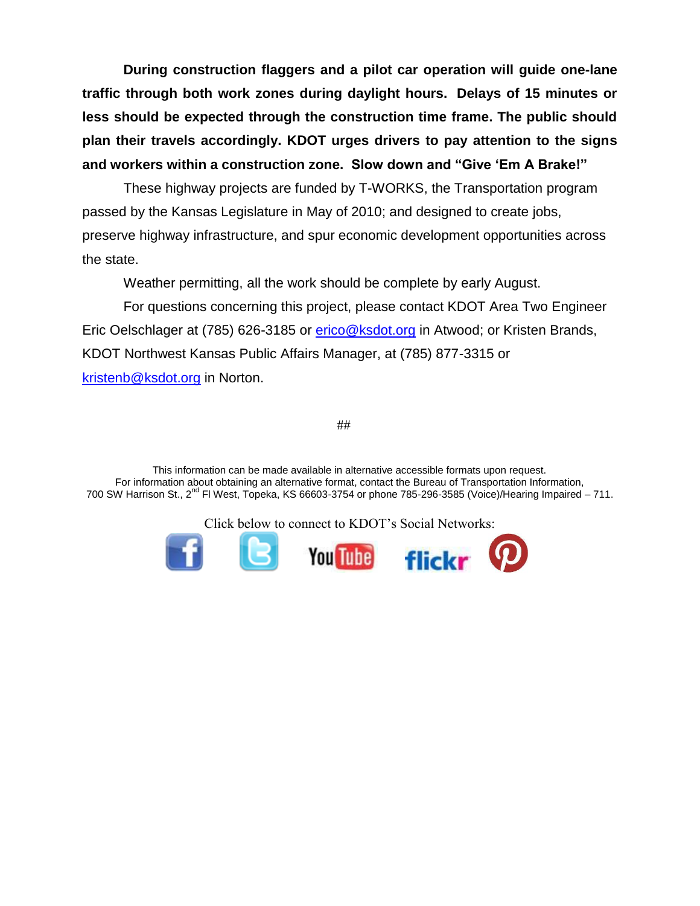**During construction flaggers and a pilot car operation will guide one-lane traffic through both work zones during daylight hours. Delays of 15 minutes or less should be expected through the construction time frame. The public should plan their travels accordingly. KDOT urges drivers to pay attention to the signs and workers within a construction zone. Slow down and "Give 'Em A Brake!"**

These highway projects are funded by T-WORKS, the Transportation program passed by the Kansas Legislature in May of 2010; and designed to create jobs, preserve highway infrastructure, and spur economic development opportunities across the state.

Weather permitting, all the work should be complete by early August.

For questions concerning this project, please contact KDOT Area Two Engineer Eric Oelschlager at (785) 626-3185 or erico@ksdot.org in Atwood; or Kristen Brands, KDOT Northwest Kansas Public Affairs Manager, at (785) 877-3315 or kristenb@ksdot.org in Norton.

##

This information can be made available in alternative accessible formats upon request.
For information about obtaining an alternative format, contact the Bureau of Transportation Information,
700 SW Harrison St., 2nd Fl West, Topeka, KS 66603-3754 or phone 785-296-3585 (Voice)/Hearing Impaired – 711.

Click below to connect to KDOT's Social Networks: